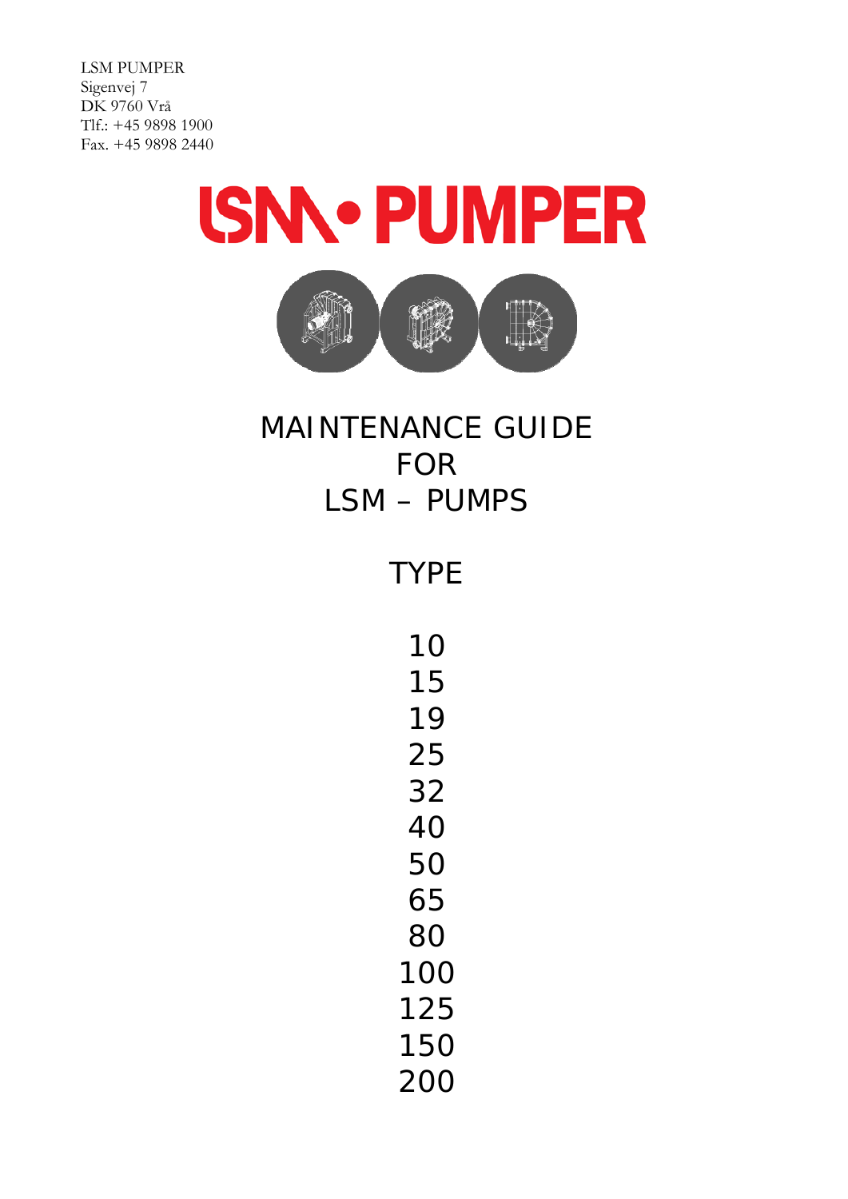LSM PUMPER
Sigenvej 7
DK 9760 Vrå
Tlf.: +45 9898 1900
Fax. +45 9898 2440

LSM • PUMPER

# MAINTENANCE GUIDE FOR LSM – PUMPS

## TYPE

10
15
19
25
32
40
50
65
80
100
125
150
200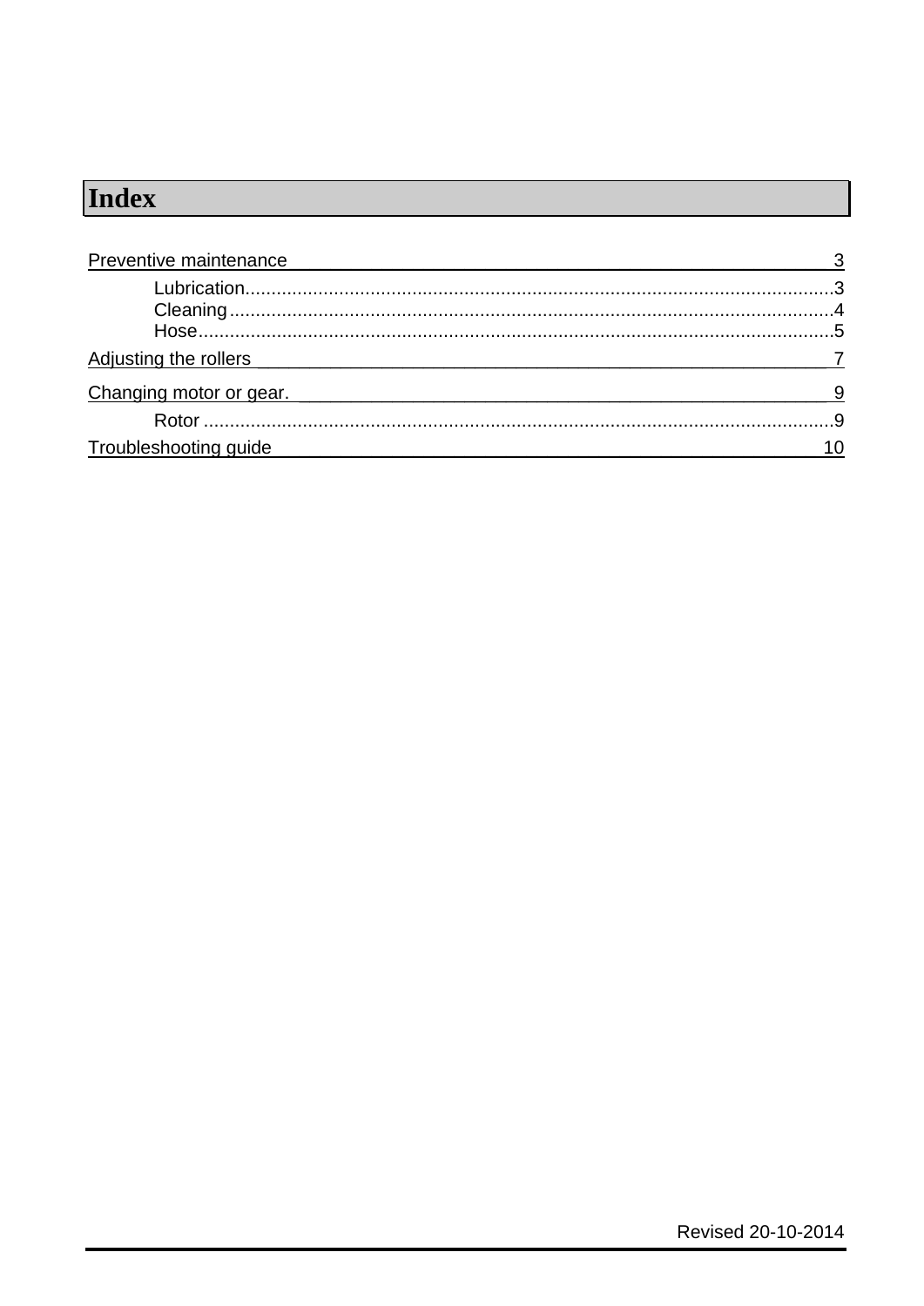# Index

Preventive maintenance 3

- Lubrication.....3
- Cleaning.....4
- Hose.....5

Adjusting the rollers 7

Changing motor or gear. 9

- Rotor.....9

Troubleshooting guide 10

Revised 20-10-2014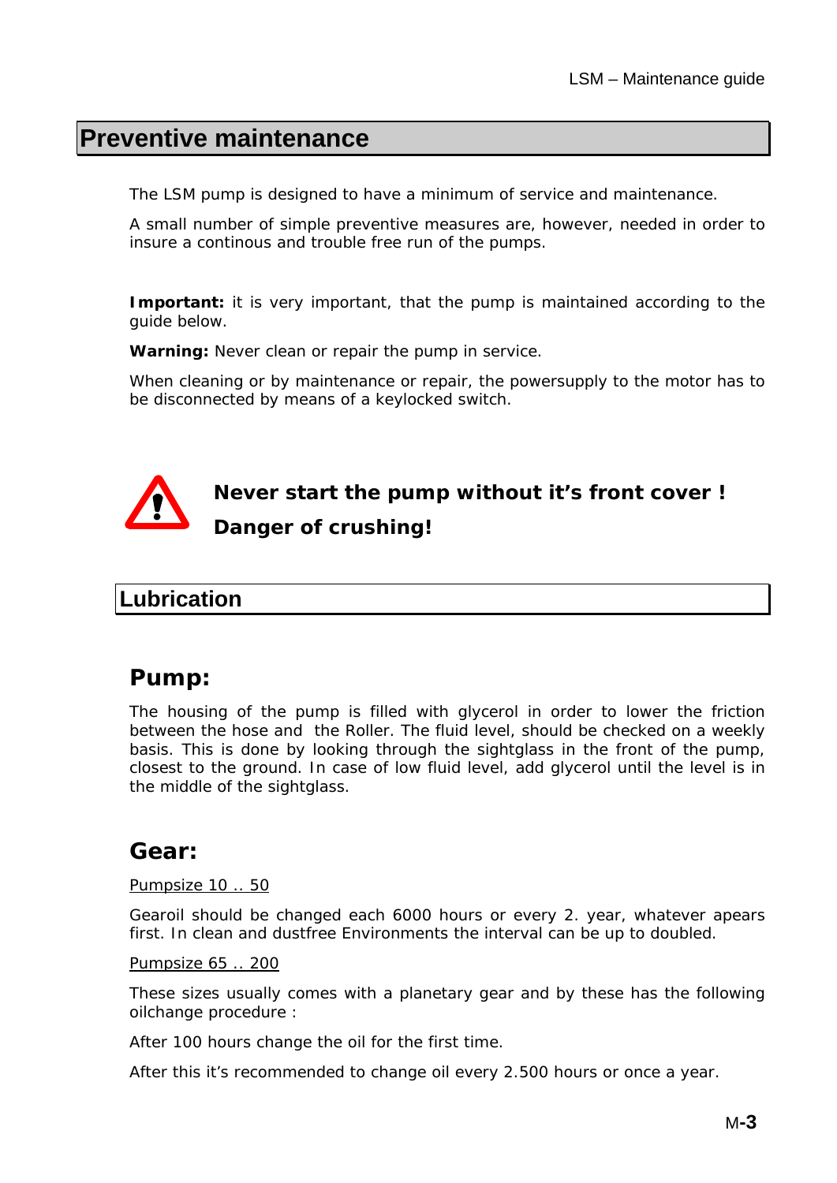# Preventive maintenance

The LSM pump is designed to have a minimum of service and maintenance.

A small number of simple preventive measures are, however, needed in order to insure a continous and trouble free run of the pumps.

**Important:** it is very important, that the pump is maintained according to the guide below.

**Warning:** Never clean or repair the pump in service.

When cleaning or by maintenance or repair, the powersupply to the motor has to be disconnected by means of a keylocked switch.

**Never start the pump without it's front cover !**

**Danger of crushing!**

## Lubrication

### Pump:

The housing of the pump is filled with glycerol in order to lower the friction between the hose and the Roller. The fluid level, should be checked on a weekly basis. This is done by looking through the sightglass in the front of the pump, closest to the ground. In case of low fluid level, add glycerol until the level is in the middle of the sightglass.

### Gear:

Pumpsize 10 .. 50

Gearoil should be changed each 6000 hours or every 2. year, whatever apears first. In clean and dustfree Environments the interval can be up to doubled.

Pumpsize 65 .. 200

These sizes usually comes with a planetary gear and by these has the following oilchange procedure :

After 100 hours change the oil for the first time.

After this it's recommended to change oil every 2.500 hours or once a year.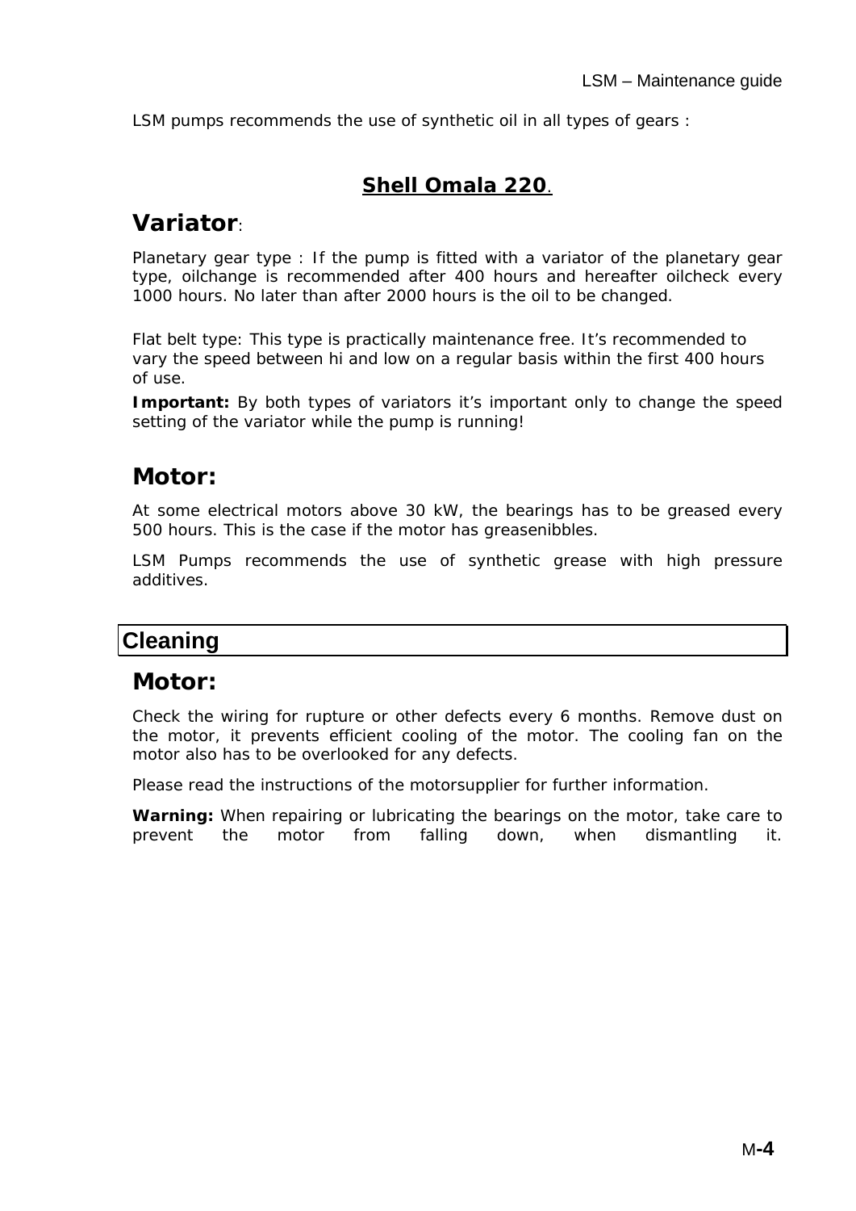LSM pumps recommends the use of synthetic oil in all types of gears :

**Shell Omala 220**.

## Variator:

Planetary gear type : If the pump is fitted with a variator of the planetary gear type, oilchange is recommended after 400 hours and hereafter oilcheck every 1000 hours. No later than after 2000 hours is the oil to be changed.

Flat belt type: This type is practically maintenance free. It's recommended to vary the speed between hi and low on a regular basis within the first 400 hours of use.

**Important:** By both types of variators it's important only to change the speed setting of the variator while the pump is running!

## Motor:

At some electrical motors above 30 kW, the bearings has to be greased every 500 hours. This is the case if the motor has greasenibbles.

LSM Pumps recommends the use of synthetic grease with high pressure additives.

# Cleaning

## Motor:

Check the wiring for rupture or other defects every 6 months. Remove dust on the motor, it prevents efficient cooling of the motor. The cooling fan on the motor also has to be overlooked for any defects.

Please read the instructions of the motorsupplier for further information.

**Warning:** When repairing or lubricating the bearings on the motor, take care to prevent the motor from falling down, when dismantling it.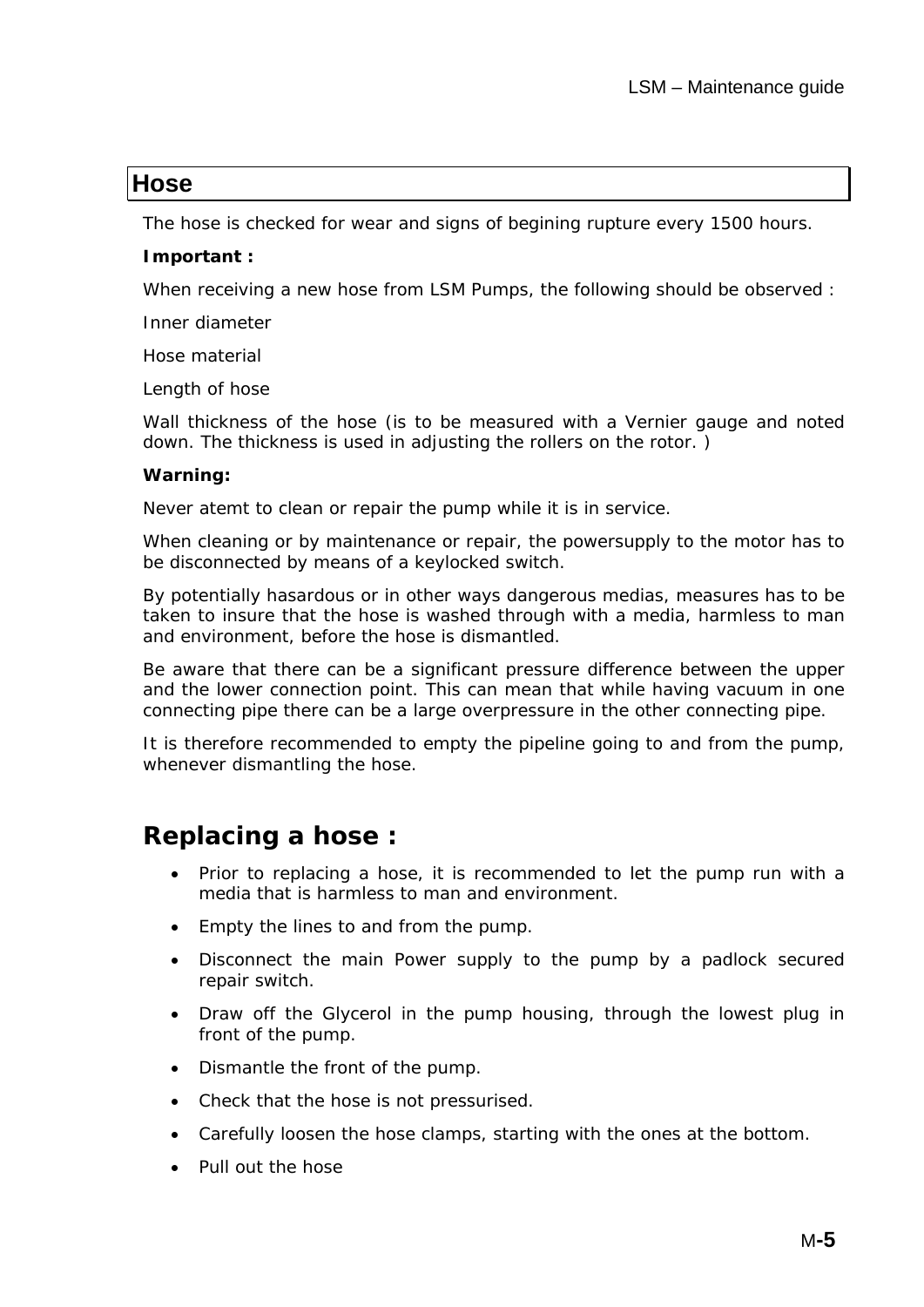## Hose

The hose is checked for wear and signs of begining rupture every 1500 hours.

**Important :**

When receiving a new hose from LSM Pumps, the following should be observed :

Inner diameter

Hose material

Length of hose

Wall thickness of the hose (is to be measured with a Vernier gauge and noted down. The thickness is used in adjusting the rollers on the rotor. )

**Warning:**

Never atemt to clean or repair the pump while it is in service.

When cleaning or by maintenance or repair, the powersupply to the motor has to be disconnected by means of a keylocked switch.

By potentially hasardous or in other ways dangerous medias, measures has to be taken to insure that the hose is washed through with a media, harmless to man and environment, before the hose is dismantled.

Be aware that there can be a significant pressure difference between the upper and the lower connection point. This can mean that while having vacuum in one connecting pipe there can be a large overpressure in the other connecting pipe.

It is therefore recommended to empty the pipeline going to and from the pump, whenever dismantling the hose.

## Replacing a hose :

- Prior to replacing a hose, it is recommended to let the pump run with a media that is harmless to man and environment.
- Empty the lines to and from the pump.
- Disconnect the main Power supply to the pump by a padlock secured repair switch.
- Draw off the Glycerol in the pump housing, through the lowest plug in front of the pump.
- Dismantle the front of the pump.
- Check that the hose is not pressurised.
- Carefully loosen the hose clamps, starting with the ones at the bottom.
- Pull out the hose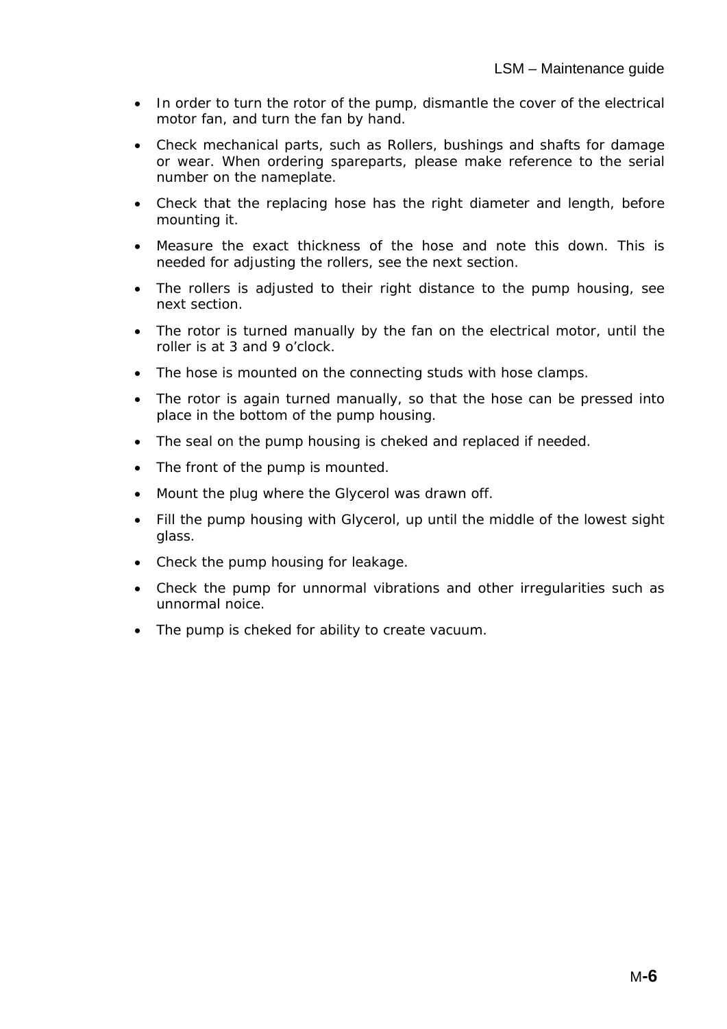- In order to turn the rotor of the pump, dismantle the cover of the electrical motor fan, and turn the fan by hand.
- Check mechanical parts, such as Rollers, bushings and shafts for damage or wear. When ordering spareparts, please make reference to the serial number on the nameplate.
- Check that the replacing hose has the right diameter and length, before mounting it.
- Measure the exact thickness of the hose and note this down. This is needed for adjusting the rollers, see the next section.
- The rollers is adjusted to their right distance to the pump housing, see next section.
- The rotor is turned manually by the fan on the electrical motor, until the roller is at 3 and 9 o'clock.
- The hose is mounted on the connecting studs with hose clamps.
- The rotor is again turned manually, so that the hose can be pressed into place in the bottom of the pump housing.
- The seal on the pump housing is cheked and replaced if needed.
- The front of the pump is mounted.
- Mount the plug where the Glycerol was drawn off.
- Fill the pump housing with Glycerol, up until the middle of the lowest sight glass.
- Check the pump housing for leakage.
- Check the pump for unnormal vibrations and other irregularities such as unnormal noice.
- The pump is cheked for ability to create vacuum.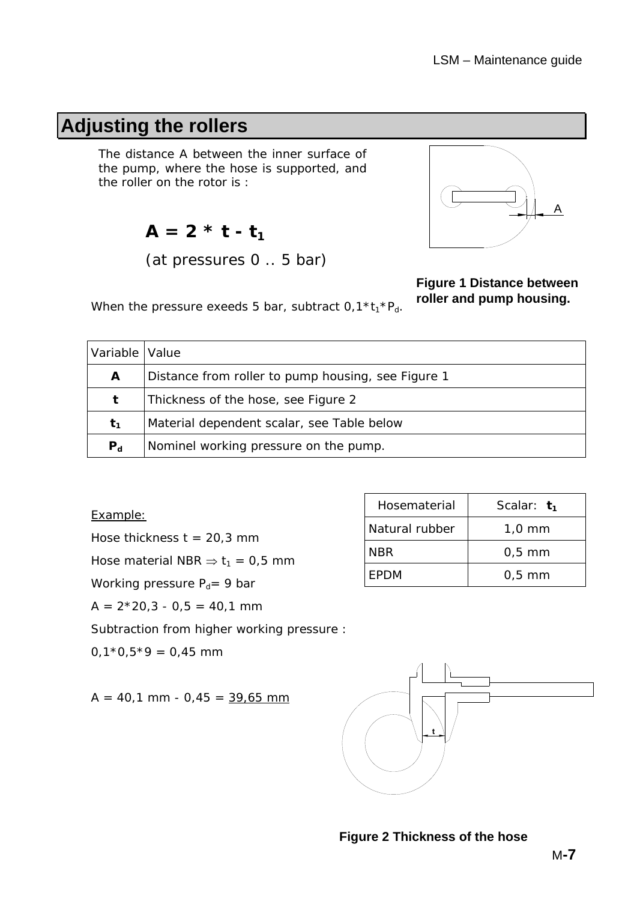## Adjusting the rollers

The distance A between the inner surface of the pump, where the hose is supported, and the roller on the rotor is :

$$A = 2 * t - t_1$$

(at pressures 0 .. 5 bar)

A

Figure 1 Distance between roller and pump housing.

When the pressure exeeds 5 bar, subtract $0,1*t_1*P_d$.

| Variable | Value |
|---|---|
| **A** | Distance from roller to pump housing, see Figure 1 |
| **t** | Thickness of the hose, see Figure 2 |
| **$t_1$** | Material dependent scalar, see Table below |
| **$P_d$** | Nominel working pressure on the pump. |

| Hosematerial | Scalar: $t_1$ |
|---|---|
| Natural rubber | 1,0 mm |
| NBR | 0,5 mm |
| EPDM | 0,5 mm |

Example:

Hose thickness t = 20,3 mm

Hose material NBR $\Rightarrow t_1 = 0,5$ mm

Working pressure $P_d$= 9 bar

A = 2*20,3 - 0,5 = 40,1 mm

Subtraction from higher working pressure :

0,1*0,5*9 = 0,45 mm

A = 40,1 mm - 0,45 = 39,65 mm

t

Figure 2 Thickness of the hose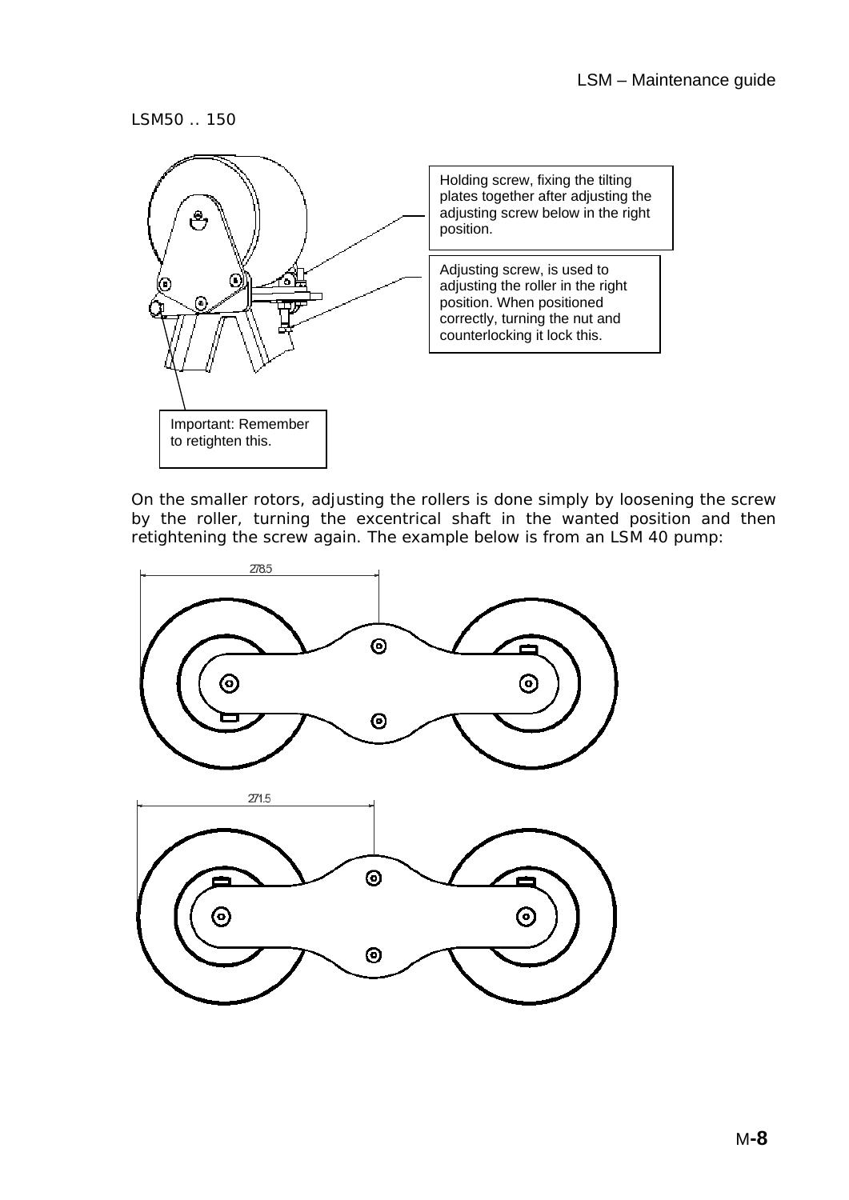LSM50 .. 150

Holding screw, fixing the tilting plates together after adjusting the adjusting screw below in the right position.

Adjusting screw, is used to adjusting the roller in the right position. When positioned correctly, turning the nut and counterlocking it lock this.

Important: Remember to retighten this.

On the smaller rotors, adjusting the rollers is done simply by loosening the screw by the roller, turning the excentrical shaft in the wanted position and then retightening the screw again. The example below is from an LSM 40 pump:

278.5

271.5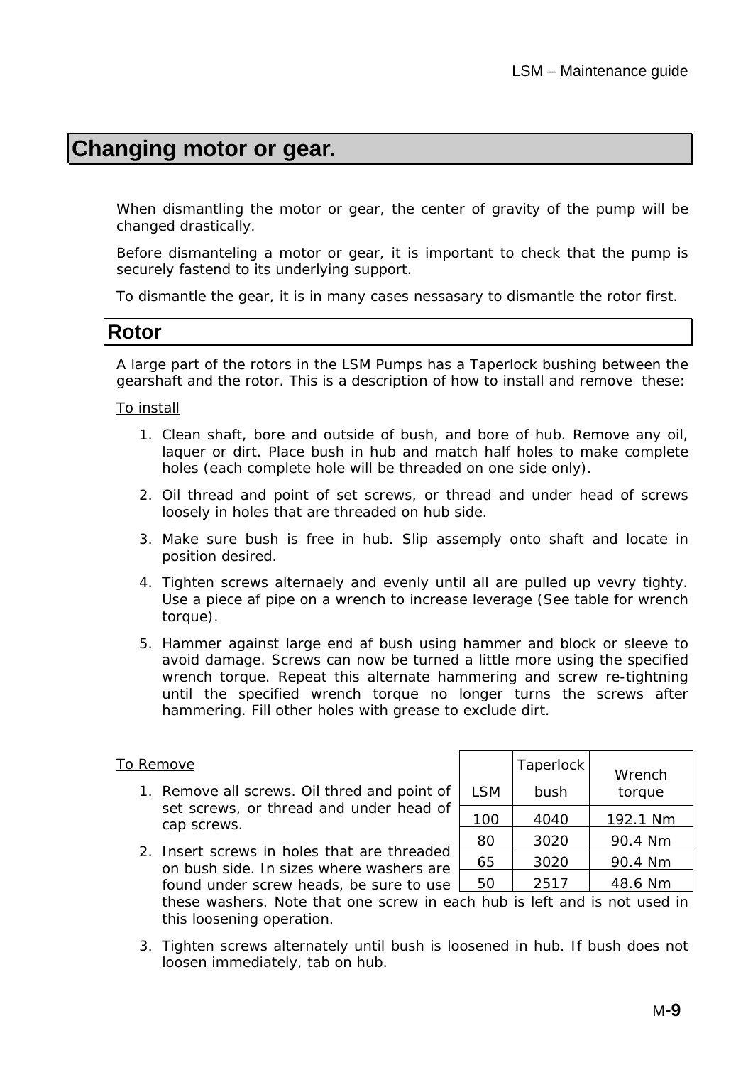# Changing motor or gear.

When dismantling the motor or gear, the center of gravity of the pump will be changed drastically.

Before dismanteling a motor or gear, it is important to check that the pump is securely fastend to its underlying support.

To dismantle the gear, it is in many cases nessasary to dismantle the rotor first.

## Rotor

A large part of the rotors in the LSM Pumps has a Taperlock bushing between the gearshaft and the rotor. This is a description of how to install and remove these:

To install

1. Clean shaft, bore and outside of bush, and bore of hub. Remove any oil, laquer or dirt. Place bush in hub and match half holes to make complete holes (each complete hole will be threaded on one side only).
2. Oil thread and point of set screws, or thread and under head of screws loosely in holes that are threaded on hub side.
3. Make sure bush is free in hub. Slip assemply onto shaft and locate in position desired.
4. Tighten screws alternaely and evenly until all are pulled up vevry tighty. Use a piece af pipe on a wrench to increase leverage (See table for wrench torque).
5. Hammer against large end af bush using hammer and block or sleeve to avoid damage. Screws can now be turned a little more using the specified wrench torque. Repeat this alternate hammering and screw re-tightning until the specified wrench torque no longer turns the screws after hammering. Fill other holes with grease to exclude dirt.

| LSM | Taperlock bush | Wrench torque |
|---|---|---|
| 100 | 4040 | 192.1 Nm |
| 80 | 3020 | 90.4 Nm |
| 65 | 3020 | 90.4 Nm |
| 50 | 2517 | 48.6 Nm |

To Remove

1. Remove all screws. Oil thred and point of set screws, or thread and under head of cap screws.
2. Insert screws in holes that are threaded on bush side. In sizes where washers are found under screw heads, be sure to use these washers. Note that one screw in each hub is left and is not used in this loosening operation.
3. Tighten screws alternately until bush is loosened in hub. If bush does not loosen immediately, tab on hub.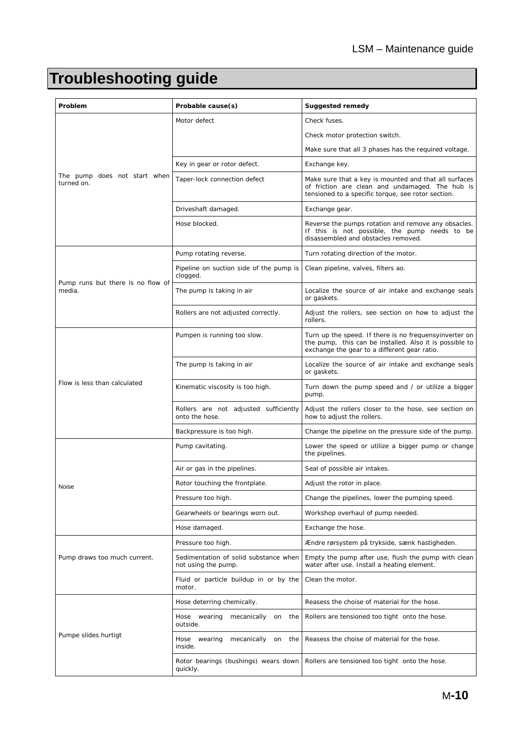# Troubleshooting guide

| Problem | Probable cause(s) | Suggested remedy |
|---|---|---|
| The pump does not start when turned on. | Motor defect | Check fuses. |
| | | Check motor protection switch. |
| | | Make sure that all 3 phases has the required voltage. |
| | Key in gear or rotor defect. | Exchange key. |
| | Taper-lock connection defect | Make sure that a key is mounted and that all surfaces of friction are clean and undamaged. The hub is tensioned to a specific torque, see rotor section. |
| | Driveshaft damaged. | Exchange gear. |
| | Hose blocked. | Reverse the pumps rotation and remove any obsacles. If this is not possible, the pump needs to be disassembled and obstacles removed. |
| Pump runs but there is no flow of media. | Pump rotating reverse. | Turn rotating direction of the motor. |
| | Pipeline on suction side of the pump is clogged. | Clean pipeline, valves, filters ao. |
| | The pump is taking in air | Localize the source of air intake and exchange seals or gaskets. |
| | Rollers are not adjusted correctly. | Adjust the rollers, see section on how to adjust the rollers. |
| Flow is less than calculated | Pumpen is running too slow. | Turn up the speed. If there is no frequensyinverter on the pump, this can be installed. Also it is possible to exchange the gear to a different gear ratio. |
| | The pump is taking in air | Localize the source of air intake and exchange seals or gaskets. |
| | Kinematic viscosity is too high. | Turn down the pump speed and / or utilize a bigger pump. |
| | Rollers are not adjusted sufficiently onto the hose. | Adjust the rollers closer to the hose, see section on how to adjust the rollers. |
| | Backpressure is too high. | Change the pipeline on the pressure side of the pump. |
| Noise | Pump cavitating. | Lower the speed or utilize a bigger pump or change the pipelines. |
| | Air or gas in the pipelines. | Seal of possible air intakes. |
| | Rotor touching the frontplate. | Adjust the rotor in place. |
| | Pressure too high. | Change the pipelines, lower the pumping speed. |
| | Gearwheels or bearings worn out. | Workshop overhaul of pump needed. |
| | Hose damaged. | Exchange the hose. |
| Pump draws too much current. | Pressure too high. | Ændre rørsystem på trykside, sænk hastigheden. |
| | Sedimentation of solid substance when not using the pump. | Empty the pump after use, flush the pump with clean water after use. Install a heating element. |
| | Fluid or particle buildup in or by the motor. | Clean the motor. |
| Pumpe slides hurtigt | Hose deterring chemically. | Reasess the choise of material for the hose. |
| | Hose wearing mecanically on the outside. | Rollers are tensioned too tight onto the hose. |
| | Hose wearing mecanically on the inside. | Reasess the choise of material for the hose. |
| | Rotor bearings (bushings) wears down quickly. | Rollers are tensioned too tight onto the hose. |